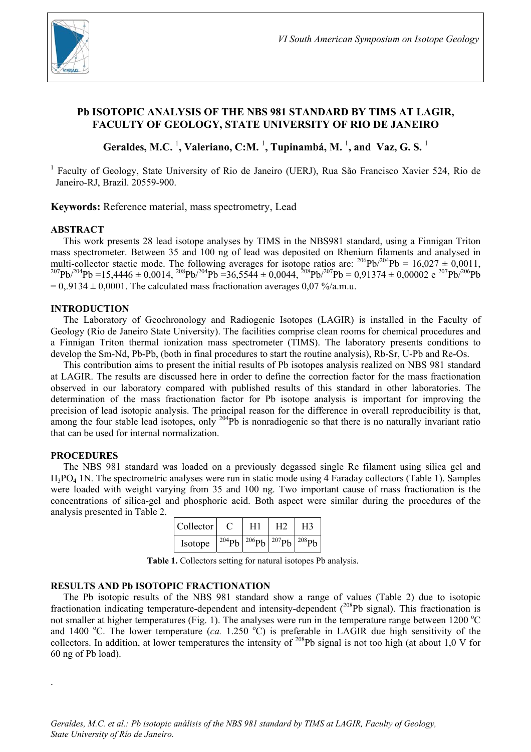# Pb ISOTOPIC ANALYSIS OF THE NBS 981 STANDARD BY TIMS AT LAGIR, FACULTY OF GEOLOGY, STATE UNIVERSITY OF RIO DE JANEIRO

**Geraldes, M.C.** [1], **Valeriano, C:M.** [1], **Tupinambá, M.** [1], **and Vaz, G. S.** [1]

[1] Faculty of Geology, State University of Rio de Janeiro (UERJ), Rua São Francisco Xavier 524, Rio de Janeiro-RJ, Brazil. 20559-900.

**Keywords:** Reference material, mass spectrometry, Lead

## ABSTRACT

This work presents 28 lead isotope analyses by TIMS in the NBS981 standard, using a Finnigan Triton mass spectrometer. Between 35 and 100 ng of lead was deposited on Rhenium filaments and analysed in multi-collector stactic mode. The following averages for isotope ratios are: $^{206}Pb/^{204}Pb$ = 16,027 ± 0,0011, $^{207}Pb/^{204}Pb$ =15,4446 ± 0,0014, $^{208}Pb/^{204}Pb$ =36,5544 ± 0,0044, $^{208}Pb/^{207}Pb$ = 0,91374 ± 0,00002 e $^{207}Pb/^{206}Pb$ = 0,.9134 ± 0,0001. The calculated mass fractionation averages 0,07 %/a.m.u.

## INTRODUCTION

The Laboratory of Geochronology and Radiogenic Isotopes (LAGIR) is installed in the Faculty of Geology (Rio de Janeiro State University). The facilities comprise clean rooms for chemical procedures and a Finnigan Triton thermal ionization mass spectrometer (TIMS). The laboratory presents conditions to develop the Sm-Nd, Pb-Pb, (both in final procedures to start the routine analysis), Rb-Sr, U-Pb and Re-Os.

This contribution aims to present the initial results of Pb isotopes analysis realized on NBS 981 standard at LAGIR. The results are discussed here in order to define the correction factor for the mass fractionation observed in our laboratory compared with published results of this standard in other laboratories. The determination of the mass fractionation factor for Pb isotope analysis is important for improving the precision of lead isotopic analysis. The principal reason for the difference in overall reproducibility is that, among the four stable lead isotopes, only $^{204}Pb$ is nonradiogenic so that there is no naturally invariant ratio that can be used for internal normalization.

## PROCEDURES

The NBS 981 standard was loaded on a previously degassed single Re filament using silica gel and $H_3PO_4$ 1N. The spectrometric analyses were run in static mode using 4 Faraday collectors (Table 1). Samples were loaded with weight varying from 35 and 100 ng. Two important cause of mass fractionation is the concentrations of silica-gel and phosphoric acid. Both aspect were similar during the procedures of the analysis presented in Table 2.

| Collector | C | H1 | H2 | H3 |
|---|---|---|---|---|
| Isotope | $^{204}Pb$ | $^{206}Pb$ | $^{207}Pb$ | $^{208}Pb$ |

**Table 1.** Collectors setting for natural isotopes Pb analysis.

## RESULTS AND Pb ISOTOPIC FRACTIONATION

The Pb isotopic results of the NBS 981 standard show a range of values (Table 2) due to isotopic fractionation indicating temperature-dependent and intensity-dependent ($^{208}Pb$ signal). This fractionation is not smaller at higher temperatures (Fig. 1). The analyses were run in the temperature range between 1200 °C and 1400 °C. The lower temperature (*ca.* 1.250 °C) is preferable in LAGIR due high sensitivity of the collectors. In addition, at lower temperatures the intensity of $^{208}Pb$ signal is not too high (at about 1,0 V for 60 ng of Pb load).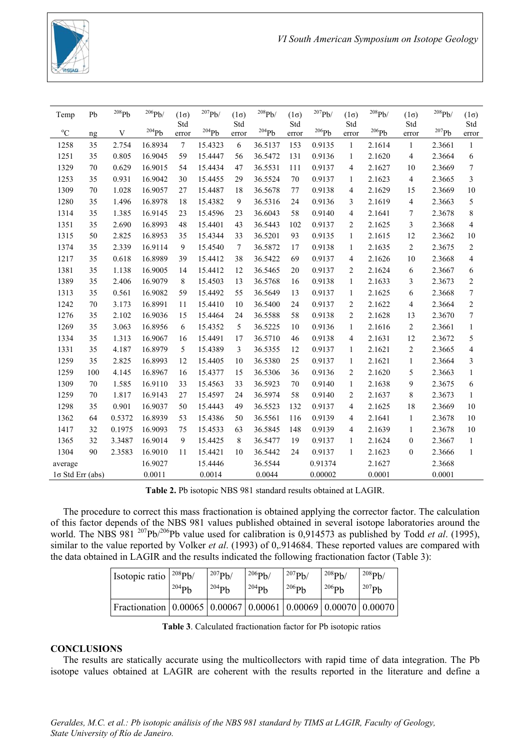| Temp °C | Pb ng | $^{208}Pb$ V | $^{206}Pb/^{204}Pb$ | (1σ) Std error | $^{207}Pb/^{204}Pb$ | (1σ) Std error | $^{208}Pb/^{204}Pb$ | (1σ) Std error | $^{207}Pb/^{206}Pb$ | (1σ) Std error | $^{208}Pb/^{206}Pb$ | (1σ) Std error | $^{208}Pb/^{207}Pb$ | (1σ) Std error |
|---|---|---|---|---|---|---|---|---|---|---|---|---|---|---|
| 1258 | 35 | 2.754 | 16.8934 | 7 | 15.4323 | 6 | 36.5137 | 153 | 0.9135 | 1 | 2.1614 | 1 | 2.3661 | 1 |
| 1251 | 35 | 0.805 | 16.9045 | 59 | 15.4447 | 56 | 36.5472 | 131 | 0.9136 | 1 | 2.1620 | 4 | 2.3664 | 6 |
| 1329 | 70 | 0.629 | 16.9015 | 54 | 15.4434 | 47 | 36.5531 | 111 | 0.9137 | 4 | 2.1627 | 10 | 2.3669 | 7 |
| 1253 | 35 | 0.931 | 16.9042 | 30 | 15.4455 | 29 | 36.5524 | 70 | 0.9137 | 1 | 2.1623 | 4 | 2.3665 | 3 |
| 1309 | 70 | 1.028 | 16.9057 | 27 | 15.4487 | 18 | 36.5678 | 77 | 0.9138 | 4 | 2.1629 | 15 | 2.3669 | 10 |
| 1280 | 35 | 1.496 | 16.8978 | 18 | 15.4382 | 9 | 36.5316 | 24 | 0.9136 | 3 | 2.1619 | 4 | 2.3663 | 5 |
| 1314 | 35 | 1.385 | 16.9145 | 23 | 15.4596 | 23 | 36.6043 | 58 | 0.9140 | 4 | 2.1641 | 7 | 2.3678 | 8 |
| 1351 | 35 | 2.690 | 16.8993 | 48 | 15.4401 | 43 | 36.5443 | 102 | 0.9137 | 2 | 2.1625 | 3 | 2.3668 | 4 |
| 1315 | 50 | 2.825 | 16.8953 | 35 | 15.4344 | 33 | 36.5201 | 93 | 0.9135 | 1 | 2.1615 | 12 | 2.3662 | 10 |
| 1374 | 35 | 2.339 | 16.9114 | 9 | 15.4540 | 7 | 36.5872 | 17 | 0.9138 | 1 | 2.1635 | 2 | 2.3675 | 2 |
| 1217 | 35 | 0.618 | 16.8989 | 39 | 15.4412 | 38 | 36.5422 | 69 | 0.9137 | 4 | 2.1626 | 10 | 2.3668 | 4 |
| 1381 | 35 | 1.138 | 16.9005 | 14 | 15.4412 | 12 | 36.5465 | 20 | 0.9137 | 2 | 2.1624 | 6 | 2.3667 | 6 |
| 1389 | 35 | 2.406 | 16.9079 | 8 | 15.4503 | 13 | 36.5768 | 16 | 0.9138 | 1 | 2.1633 | 3 | 2.3673 | 2 |
| 1313 | 35 | 0.561 | 16.9082 | 59 | 15.4492 | 55 | 36.5649 | 13 | 0.9137 | 1 | 2.1625 | 6 | 2.3668 | 7 |
| 1242 | 70 | 3.173 | 16.8991 | 11 | 15.4410 | 10 | 36.5400 | 24 | 0.9137 | 2 | 2.1622 | 4 | 2.3664 | 2 |
| 1276 | 35 | 2.102 | 16.9036 | 15 | 15.4464 | 24 | 36.5588 | 58 | 0.9138 | 2 | 2.1628 | 13 | 2.3670 | 7 |
| 1269 | 35 | 3.063 | 16.8956 | 6 | 15.4352 | 5 | 36.5225 | 10 | 0.9136 | 1 | 2.1616 | 2 | 2.3661 | 1 |
| 1334 | 35 | 1.313 | 16.9067 | 16 | 15.4491 | 17 | 36.5710 | 46 | 0.9138 | 4 | 2.1631 | 12 | 2.3672 | 5 |
| 1331 | 35 | 4.187 | 16.8979 | 5 | 15.4389 | 3 | 36.5355 | 12 | 0.9137 | 1 | 2.1621 | 2 | 2.3665 | 4 |
| 1259 | 35 | 2.825 | 16.8993 | 12 | 15.4405 | 10 | 36.5380 | 25 | 0.9137 | 1 | 2.1621 | 1 | 2.3664 | 3 |
| 1259 | 100 | 4.145 | 16.8967 | 16 | 15.4377 | 15 | 36.5306 | 36 | 0.9136 | 2 | 2.1620 | 5 | 2.3663 | 1 |
| 1309 | 70 | 1.585 | 16.9110 | 33 | 15.4563 | 33 | 36.5923 | 70 | 0.9140 | 1 | 2.1638 | 9 | 2.3675 | 6 |
| 1259 | 70 | 1.817 | 16.9143 | 27 | 15.4597 | 24 | 36.5974 | 58 | 0.9140 | 2 | 2.1637 | 8 | 2.3673 | 1 |
| 1298 | 35 | 0.901 | 16.9037 | 50 | 15.4443 | 49 | 36.5523 | 132 | 0.9137 | 4 | 2.1625 | 18 | 2.3669 | 10 |
| 1362 | 64 | 0.5372 | 16.8939 | 53 | 15.4386 | 50 | 36.5561 | 116 | 0.9139 | 4 | 2.1641 | 1 | 2.3678 | 10 |
| 1417 | 32 | 0.1975 | 16.9093 | 75 | 15.4533 | 63 | 36.5845 | 148 | 0.9139 | 4 | 2.1639 | 1 | 2.3678 | 10 |
| 1365 | 32 | 3.3487 | 16.9014 | 9 | 15.4425 | 8 | 36.5477 | 19 | 0.9137 | 1 | 2.1624 | 0 | 2.3667 | 1 |
| 1304 | 90 | 2.3583 | 16.9010 | 11 | 15.4421 | 10 | 36.5442 | 24 | 0.9137 | 1 | 2.1623 | 0 | 2.3666 | 1 |
| average | | | 16.9027 | | 15.4446 | | 36.5544 | | 0.91374 | | 2.1627 | | 2.3668 | |
| 1σ Std Err (abs) | | | 0.0011 | | 0.0014 | | 0.0044 | | 0.00002 | | 0.0001 | | 0.0001 | |

**Table 2.** Pb isotopic NBS 981 standard results obtained at LAGIR.

The procedure to correct this mass fractionation is obtained applying the corrector factor. The calculation of this factor depends of the NBS 981 values published obtained in several isotope laboratories around the world. The NBS 981 $^{207}Pb/^{206}Pb$ value used for calibration is 0,914573 as published by Todd *et al*. (1995), similar to the value reported by Volker *et al*. (1993) of 0,.914684. These reported values are compared with the data obtained in LAGIR and the results indicated the following fractionation factor (Table 3):

| Isotopic ratio | $^{208}Pb/^{204}Pb$ | $^{207}Pb/^{204}Pb$ | $^{206}Pb/^{204}Pb$ | $^{207}Pb/^{206}Pb$ | $^{208}Pb/^{206}Pb$ | $^{208}Pb/^{207}Pb$ |
|---|---|---|---|---|---|---|
| Fractionation | 0.00065 | 0.00067 | 0.00061 | 0.00069 | 0.00070 | 0.00070 |

**Table 3**. Calculated fractionation factor for Pb isotopic ratios

## CONCLUSIONS

The results are statically accurate using the multicollectors with rapid time of data integration. The Pb isotope values obtained at LAGIR are coherent with the results reported in the literature and define a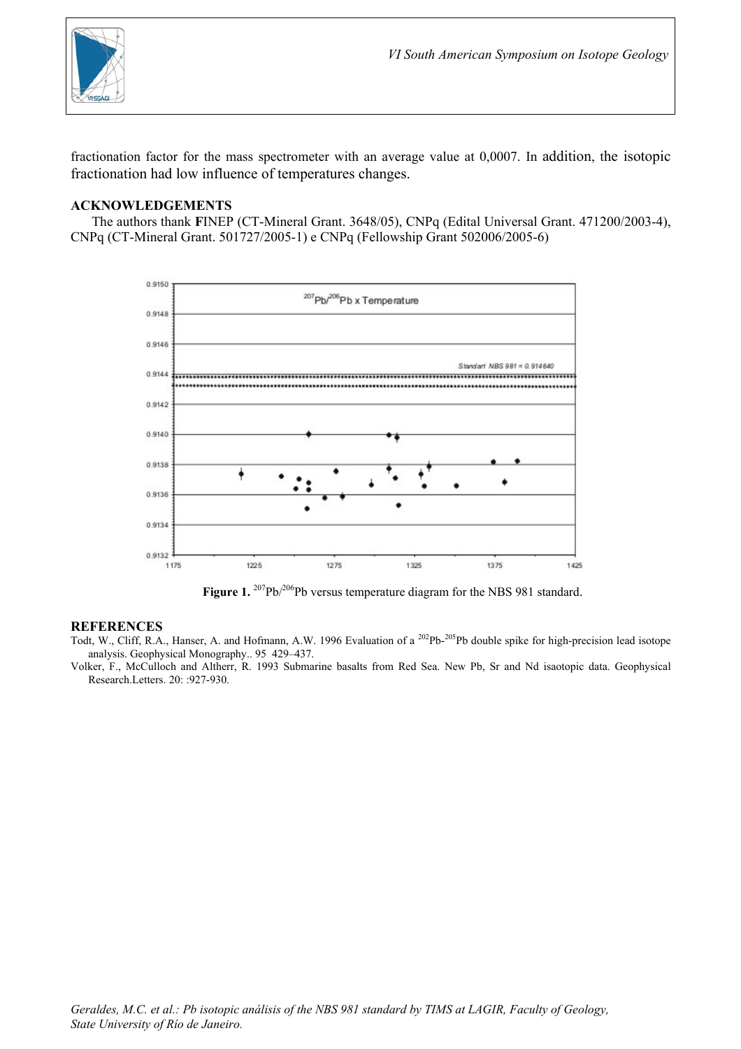fractionation factor for the mass spectrometer with an average value at 0,0007. In addition, the isotopic fractionation had low influence of temperatures changes.

## ACKNOWLEDGEMENTS

The authors thank **F**INEP (CT-Mineral Grant. 3648/05), CNPq (Edital Universal Grant. 471200/2003-4), CNPq (CT-Mineral Grant. 501727/2005-1) e CNPq (Fellowship Grant 502006/2005-6)

$^{207}Pb/^{206}Pb$ x Temperature

Standart NBS 981 = 0.914640

0.9150
0.9148
0.9146
0.9144
0.9142
0.9140
0.9138
0.9136
0.9134
0.9132

1175 1225 1275 1325 1375 1425

**Figure 1.** $^{207}Pb/^{206}Pb$ versus temperature diagram for the NBS 981 standard.

## REFERENCES

Todt, W., Cliff, R.A., Hanser, A. and Hofmann, A.W. 1996 Evaluation of a $^{202}Pb$-$^{205}Pb$ double spike for high-precision lead isotope analysis. Geophysical Monography.. 95 429–437.

Volker, F., McCulloch and Altherr, R. 1993 Submarine basalts from Red Sea. New Pb, Sr and Nd isaotopic data. Geophysical Research.Letters. 20: :927-930.